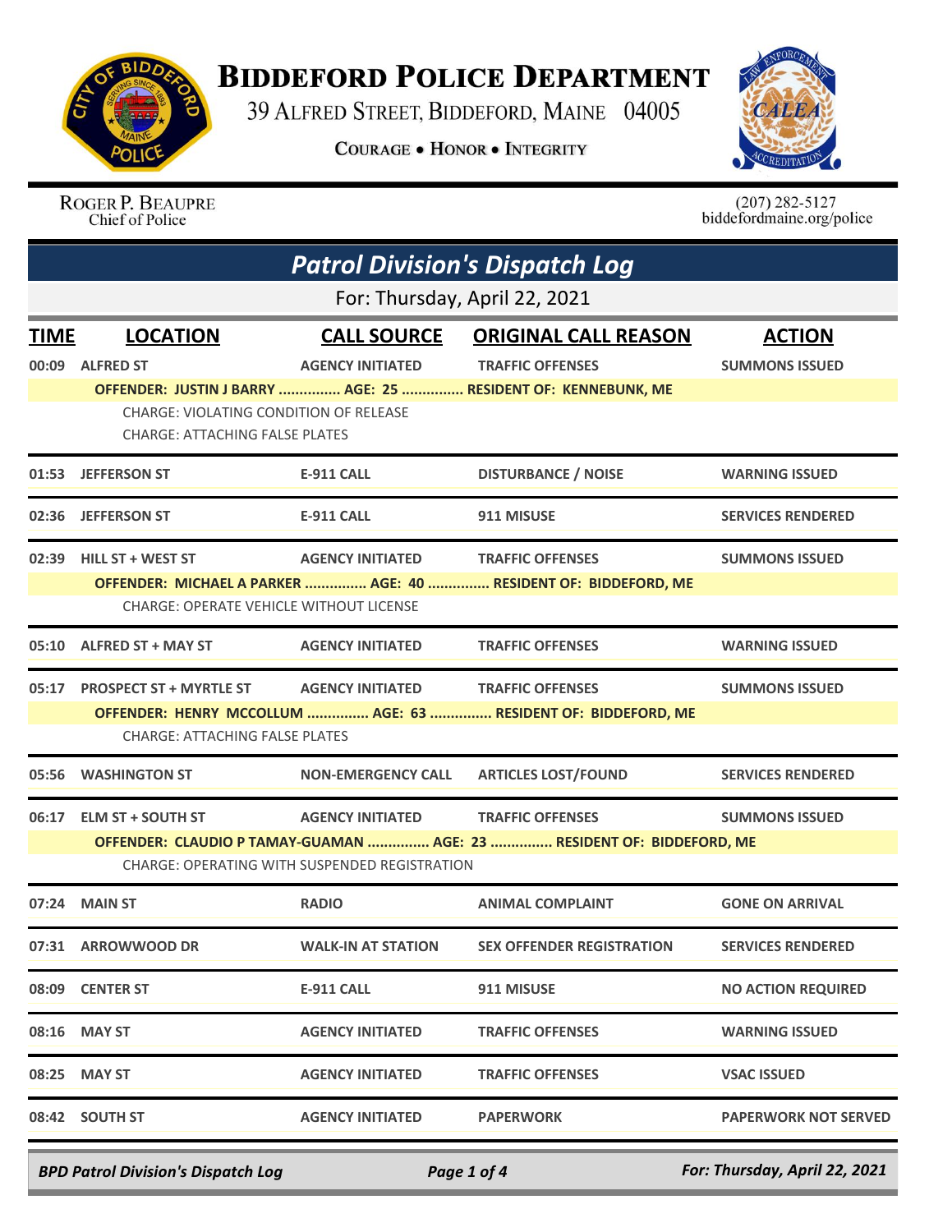# BIDDEFORD POLICE DEPARTMENT

39 ALFRED STREET, BIDDEFORD, MAINE 04005

COURAGE • HONOR • INTEGRITY

ROGER P. BEAUPRE
Chief of Police

(207) 282-5127
biddefordmaine.org/police

## *Patrol Division's Dispatch Log*

For: Thursday, April 22, 2021

| TIME | LOCATION | CALL SOURCE | ORIGINAL CALL REASON | ACTION |
|---|---|---|---|---|
| 00:09 | ALFRED ST | AGENCY INITIATED | TRAFFIC OFFENSES | SUMMONS ISSUED |
| | OFFENDER: JUSTIN J BARRY ............... AGE: 25 ............... RESIDENT OF: KENNEBUNK, ME | | | |
| | CHARGE: VIOLATING CONDITION OF RELEASE | | | |
| | CHARGE: ATTACHING FALSE PLATES | | | |
| 01:53 | JEFFERSON ST | E-911 CALL | DISTURBANCE / NOISE | WARNING ISSUED |
| 02:36 | JEFFERSON ST | E-911 CALL | 911 MISUSE | SERVICES RENDERED |
| 02:39 | HILL ST + WEST ST | AGENCY INITIATED | TRAFFIC OFFENSES | SUMMONS ISSUED |
| | OFFENDER: MICHAEL A PARKER ............... AGE: 40 ............... RESIDENT OF: BIDDEFORD, ME | | | |
| | CHARGE: OPERATE VEHICLE WITHOUT LICENSE | | | |
| 05:10 | ALFRED ST + MAY ST | AGENCY INITIATED | TRAFFIC OFFENSES | WARNING ISSUED |
| 05:17 | PROSPECT ST + MYRTLE ST | AGENCY INITIATED | TRAFFIC OFFENSES | SUMMONS ISSUED |
| | OFFENDER: HENRY MCCOLLUM ............... AGE: 63 ............... RESIDENT OF: BIDDEFORD, ME | | | |
| | CHARGE: ATTACHING FALSE PLATES | | | |
| 05:56 | WASHINGTON ST | NON-EMERGENCY CALL | ARTICLES LOST/FOUND | SERVICES RENDERED |
| 06:17 | ELM ST + SOUTH ST | AGENCY INITIATED | TRAFFIC OFFENSES | SUMMONS ISSUED |
| | OFFENDER: CLAUDIO P TAMAY-GUAMAN ............... AGE: 23 ............... RESIDENT OF: BIDDEFORD, ME | | | |
| | CHARGE: OPERATING WITH SUSPENDED REGISTRATION | | | |
| 07:24 | MAIN ST | RADIO | ANIMAL COMPLAINT | GONE ON ARRIVAL |
| 07:31 | ARROWWOOD DR | WALK-IN AT STATION | SEX OFFENDER REGISTRATION | SERVICES RENDERED |
| 08:09 | CENTER ST | E-911 CALL | 911 MISUSE | NO ACTION REQUIRED |
| 08:16 | MAY ST | AGENCY INITIATED | TRAFFIC OFFENSES | WARNING ISSUED |
| 08:25 | MAY ST | AGENCY INITIATED | TRAFFIC OFFENSES | VSAC ISSUED |
| 08:42 | SOUTH ST | AGENCY INITIATED | PAPERWORK | PAPERWORK NOT SERVED |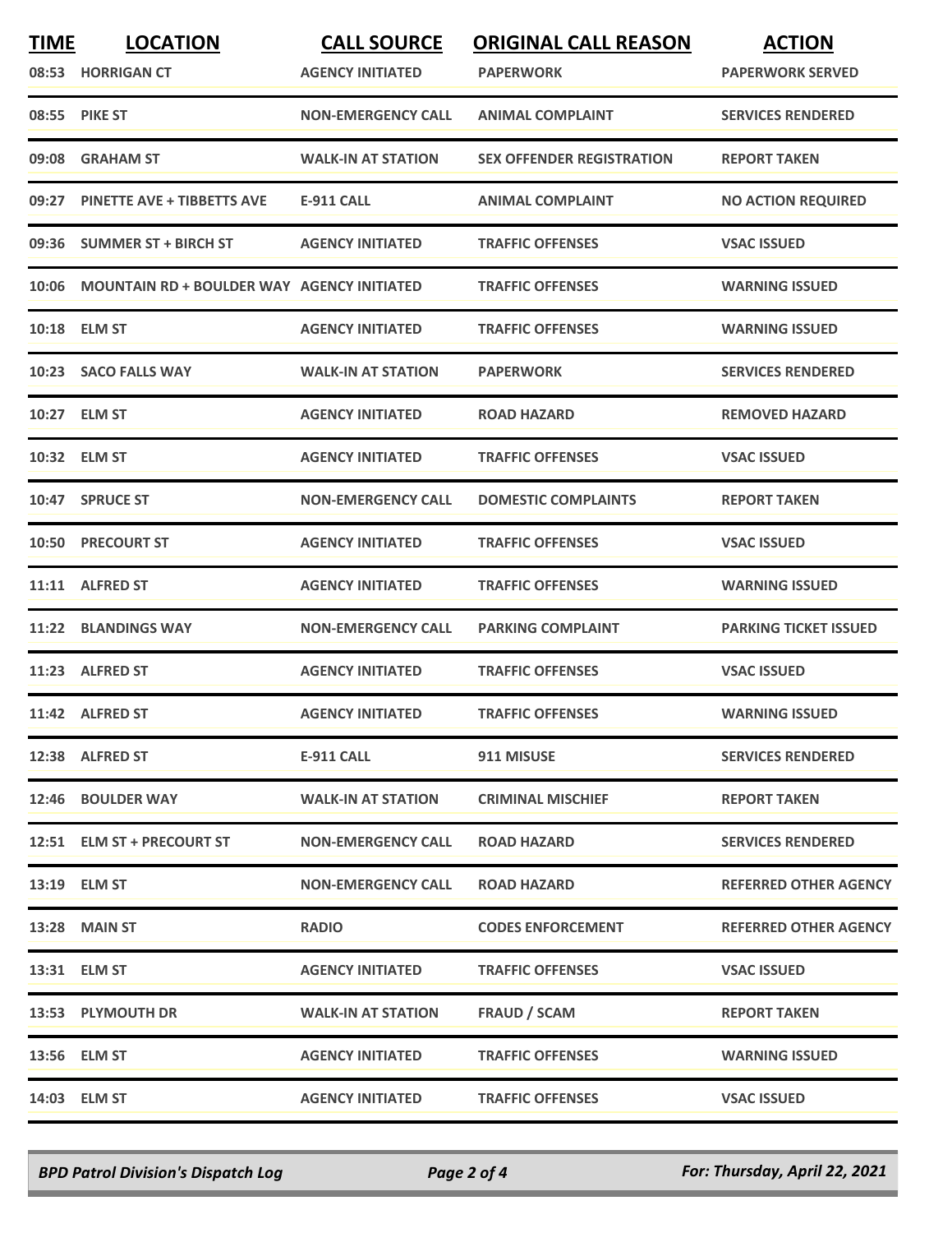| TIME | LOCATION | CALL SOURCE | ORIGINAL CALL REASON | ACTION |
| --- | --- | --- | --- | --- |
| 08:53 | HORRIGAN CT | AGENCY INITIATED | PAPERWORK | PAPERWORK SERVED |
| 08:55 | PIKE ST | NON-EMERGENCY CALL | ANIMAL COMPLAINT | SERVICES RENDERED |
| 09:08 | GRAHAM ST | WALK-IN AT STATION | SEX OFFENDER REGISTRATION | REPORT TAKEN |
| 09:27 | PINETTE AVE + TIBBETTS AVE | E-911 CALL | ANIMAL COMPLAINT | NO ACTION REQUIRED |
| 09:36 | SUMMER ST + BIRCH ST | AGENCY INITIATED | TRAFFIC OFFENSES | VSAC ISSUED |
| 10:06 | MOUNTAIN RD + BOULDER WAY | AGENCY INITIATED | TRAFFIC OFFENSES | WARNING ISSUED |
| 10:18 | ELM ST | AGENCY INITIATED | TRAFFIC OFFENSES | WARNING ISSUED |
| 10:23 | SACO FALLS WAY | WALK-IN AT STATION | PAPERWORK | SERVICES RENDERED |
| 10:27 | ELM ST | AGENCY INITIATED | ROAD HAZARD | REMOVED HAZARD |
| 10:32 | ELM ST | AGENCY INITIATED | TRAFFIC OFFENSES | VSAC ISSUED |
| 10:47 | SPRUCE ST | NON-EMERGENCY CALL | DOMESTIC COMPLAINTS | REPORT TAKEN |
| 10:50 | PRECOURT ST | AGENCY INITIATED | TRAFFIC OFFENSES | VSAC ISSUED |
| 11:11 | ALFRED ST | AGENCY INITIATED | TRAFFIC OFFENSES | WARNING ISSUED |
| 11:22 | BLANDINGS WAY | NON-EMERGENCY CALL | PARKING COMPLAINT | PARKING TICKET ISSUED |
| 11:23 | ALFRED ST | AGENCY INITIATED | TRAFFIC OFFENSES | VSAC ISSUED |
| 11:42 | ALFRED ST | AGENCY INITIATED | TRAFFIC OFFENSES | WARNING ISSUED |
| 12:38 | ALFRED ST | E-911 CALL | 911 MISUSE | SERVICES RENDERED |
| 12:46 | BOULDER WAY | WALK-IN AT STATION | CRIMINAL MISCHIEF | REPORT TAKEN |
| 12:51 | ELM ST + PRECOURT ST | NON-EMERGENCY CALL | ROAD HAZARD | SERVICES RENDERED |
| 13:19 | ELM ST | NON-EMERGENCY CALL | ROAD HAZARD | REFERRED OTHER AGENCY |
| 13:28 | MAIN ST | RADIO | CODES ENFORCEMENT | REFERRED OTHER AGENCY |
| 13:31 | ELM ST | AGENCY INITIATED | TRAFFIC OFFENSES | VSAC ISSUED |
| 13:53 | PLYMOUTH DR | WALK-IN AT STATION | FRAUD / SCAM | REPORT TAKEN |
| 13:56 | ELM ST | AGENCY INITIATED | TRAFFIC OFFENSES | WARNING ISSUED |
| 14:03 | ELM ST | AGENCY INITIATED | TRAFFIC OFFENSES | VSAC ISSUED |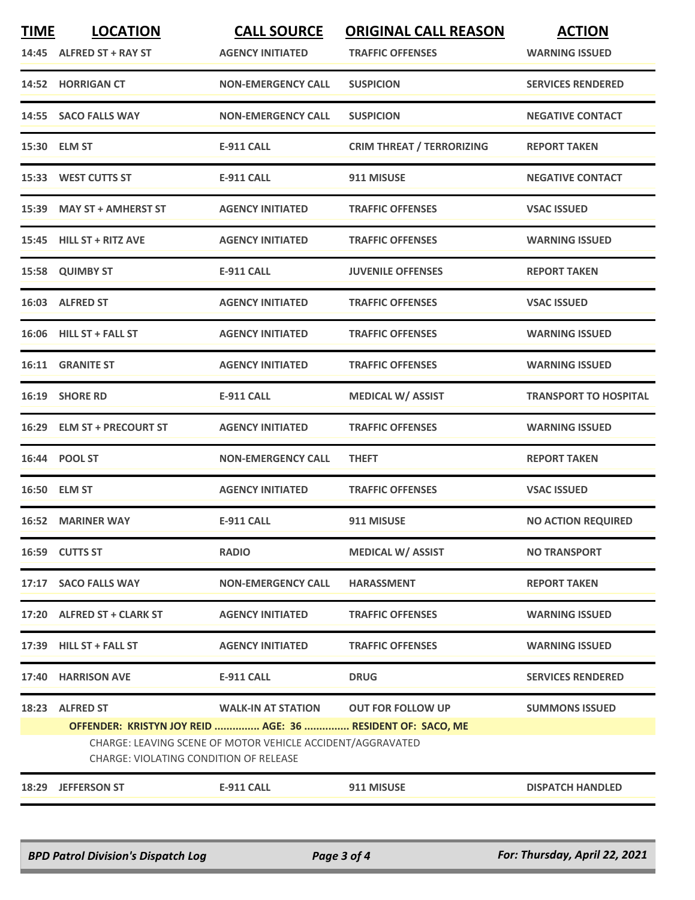| TIME | LOCATION | CALL SOURCE | ORIGINAL CALL REASON | ACTION |
|---|---|---|---|---|
| 14:45 | ALFRED ST + RAY ST | AGENCY INITIATED | TRAFFIC OFFENSES | WARNING ISSUED |
| 14:52 | HORRIGAN CT | NON-EMERGENCY CALL | SUSPICION | SERVICES RENDERED |
| 14:55 | SACO FALLS WAY | NON-EMERGENCY CALL | SUSPICION | NEGATIVE CONTACT |
| 15:30 | ELM ST | E-911 CALL | CRIM THREAT / TERRORIZING | REPORT TAKEN |
| 15:33 | WEST CUTTS ST | E-911 CALL | 911 MISUSE | NEGATIVE CONTACT |
| 15:39 | MAY ST + AMHERST ST | AGENCY INITIATED | TRAFFIC OFFENSES | VSAC ISSUED |
| 15:45 | HILL ST + RITZ AVE | AGENCY INITIATED | TRAFFIC OFFENSES | WARNING ISSUED |
| 15:58 | QUIMBY ST | E-911 CALL | JUVENILE OFFENSES | REPORT TAKEN |
| 16:03 | ALFRED ST | AGENCY INITIATED | TRAFFIC OFFENSES | VSAC ISSUED |
| 16:06 | HILL ST + FALL ST | AGENCY INITIATED | TRAFFIC OFFENSES | WARNING ISSUED |
| 16:11 | GRANITE ST | AGENCY INITIATED | TRAFFIC OFFENSES | WARNING ISSUED |
| 16:19 | SHORE RD | E-911 CALL | MEDICAL W/ ASSIST | TRANSPORT TO HOSPITAL |
| 16:29 | ELM ST + PRECOURT ST | AGENCY INITIATED | TRAFFIC OFFENSES | WARNING ISSUED |
| 16:44 | POOL ST | NON-EMERGENCY CALL | THEFT | REPORT TAKEN |
| 16:50 | ELM ST | AGENCY INITIATED | TRAFFIC OFFENSES | VSAC ISSUED |
| 16:52 | MARINER WAY | E-911 CALL | 911 MISUSE | NO ACTION REQUIRED |
| 16:59 | CUTTS ST | RADIO | MEDICAL W/ ASSIST | NO TRANSPORT |
| 17:17 | SACO FALLS WAY | NON-EMERGENCY CALL | HARASSMENT | REPORT TAKEN |
| 17:20 | ALFRED ST + CLARK ST | AGENCY INITIATED | TRAFFIC OFFENSES | WARNING ISSUED |
| 17:39 | HILL ST + FALL ST | AGENCY INITIATED | TRAFFIC OFFENSES | WARNING ISSUED |
| 17:40 | HARRISON AVE | E-911 CALL | DRUG | SERVICES RENDERED |
| 18:23 | ALFRED ST | WALK-IN AT STATION | OUT FOR FOLLOW UP | SUMMONS ISSUED |
| | OFFENDER: KRISTYN JOY REID ............... AGE: 36 ............... RESIDENT OF: SACO, ME | | | |
| | CHARGE: LEAVING SCENE OF MOTOR VEHICLE ACCIDENT/AGGRAVATED<br>CHARGE: VIOLATING CONDITION OF RELEASE | | | |
| 18:29 | JEFFERSON ST | E-911 CALL | 911 MISUSE | DISPATCH HANDLED |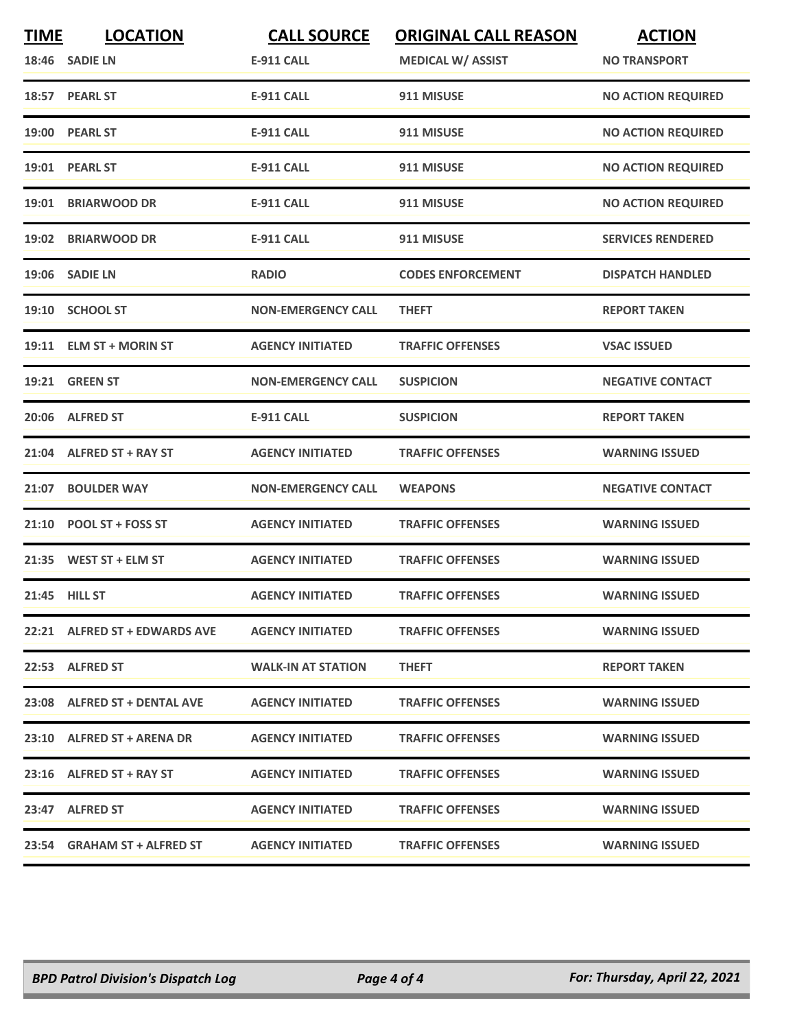| TIME | LOCATION | CALL SOURCE | ORIGINAL CALL REASON | ACTION |
|---|---|---|---|---|
| 18:46 | SADIE LN | E-911 CALL | MEDICAL W/ ASSIST | NO TRANSPORT |
| 18:57 | PEARL ST | E-911 CALL | 911 MISUSE | NO ACTION REQUIRED |
| 19:00 | PEARL ST | E-911 CALL | 911 MISUSE | NO ACTION REQUIRED |
| 19:01 | PEARL ST | E-911 CALL | 911 MISUSE | NO ACTION REQUIRED |
| 19:01 | BRIARWOOD DR | E-911 CALL | 911 MISUSE | NO ACTION REQUIRED |
| 19:02 | BRIARWOOD DR | E-911 CALL | 911 MISUSE | SERVICES RENDERED |
| 19:06 | SADIE LN | RADIO | CODES ENFORCEMENT | DISPATCH HANDLED |
| 19:10 | SCHOOL ST | NON-EMERGENCY CALL | THEFT | REPORT TAKEN |
| 19:11 | ELM ST + MORIN ST | AGENCY INITIATED | TRAFFIC OFFENSES | VSAC ISSUED |
| 19:21 | GREEN ST | NON-EMERGENCY CALL | SUSPICION | NEGATIVE CONTACT |
| 20:06 | ALFRED ST | E-911 CALL | SUSPICION | REPORT TAKEN |
| 21:04 | ALFRED ST + RAY ST | AGENCY INITIATED | TRAFFIC OFFENSES | WARNING ISSUED |
| 21:07 | BOULDER WAY | NON-EMERGENCY CALL | WEAPONS | NEGATIVE CONTACT |
| 21:10 | POOL ST + FOSS ST | AGENCY INITIATED | TRAFFIC OFFENSES | WARNING ISSUED |
| 21:35 | WEST ST + ELM ST | AGENCY INITIATED | TRAFFIC OFFENSES | WARNING ISSUED |
| 21:45 | HILL ST | AGENCY INITIATED | TRAFFIC OFFENSES | WARNING ISSUED |
| 22:21 | ALFRED ST + EDWARDS AVE | AGENCY INITIATED | TRAFFIC OFFENSES | WARNING ISSUED |
| 22:53 | ALFRED ST | WALK-IN AT STATION | THEFT | REPORT TAKEN |
| 23:08 | ALFRED ST + DENTAL AVE | AGENCY INITIATED | TRAFFIC OFFENSES | WARNING ISSUED |
| 23:10 | ALFRED ST + ARENA DR | AGENCY INITIATED | TRAFFIC OFFENSES | WARNING ISSUED |
| 23:16 | ALFRED ST + RAY ST | AGENCY INITIATED | TRAFFIC OFFENSES | WARNING ISSUED |
| 23:47 | ALFRED ST | AGENCY INITIATED | TRAFFIC OFFENSES | WARNING ISSUED |
| 23:54 | GRAHAM ST + ALFRED ST | AGENCY INITIATED | TRAFFIC OFFENSES | WARNING ISSUED |